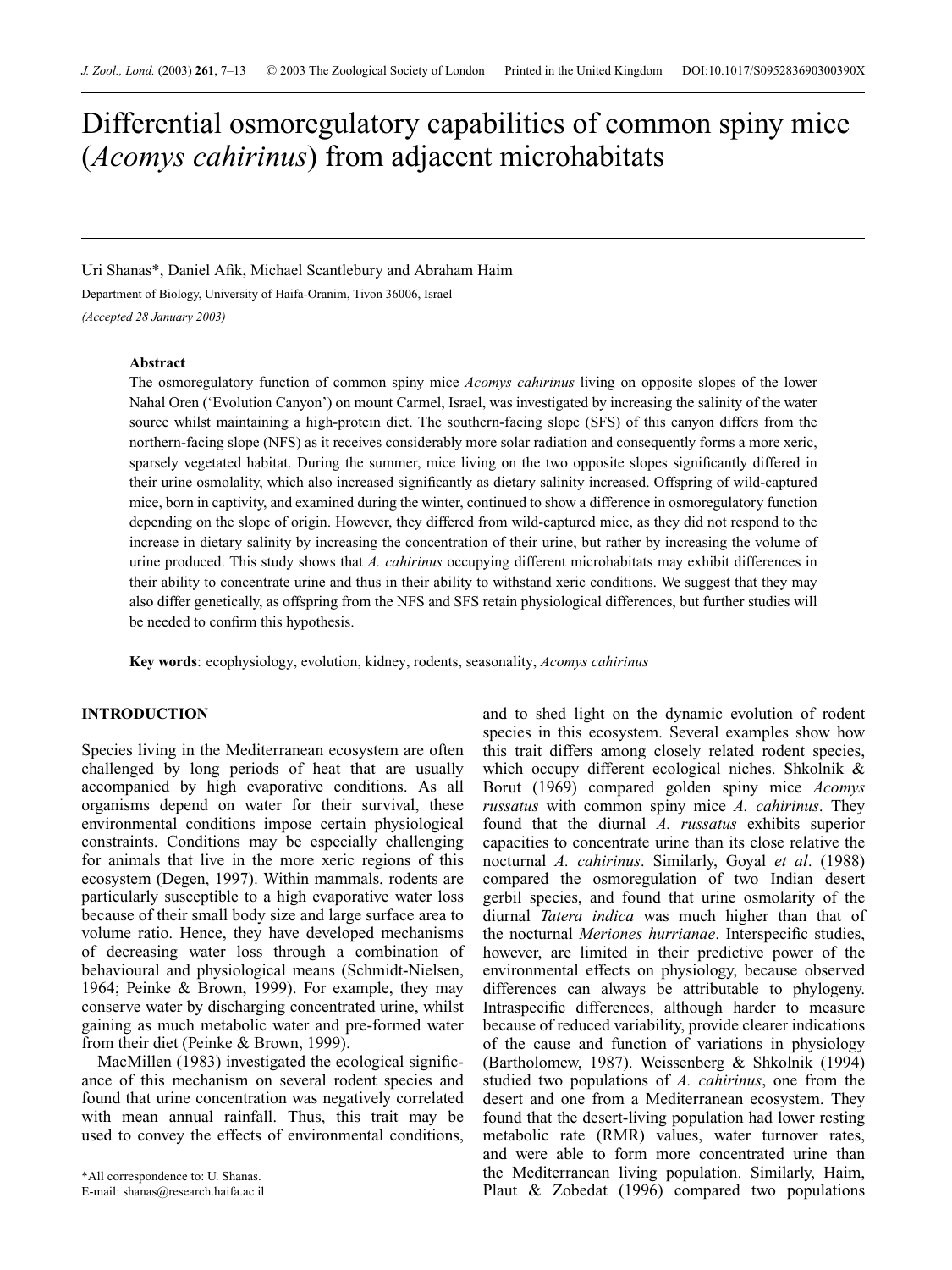# Differential osmoregulatory capabilities of common spiny mice (*Acomys cahirinus*) from adjacent microhabitats

Uri Shanas*, Daniel Afik, Michael Scantlebury and Abraham Haim

Department of Biology, University of Haifa-Oranim, Tivon 36006, Israel

*(Accepted 28 January 2003)*

**Abstract**

The osmoregulatory function of common spiny mice *Acomys cahirinus* living on opposite slopes of the lower Nahal Oren ('Evolution Canyon') on mount Carmel, Israel, was investigated by increasing the salinity of the water source whilst maintaining a high-protein diet. The southern-facing slope (SFS) of this canyon differs from the northern-facing slope (NFS) as it receives considerably more solar radiation and consequently forms a more xeric, sparsely vegetated habitat. During the summer, mice living on the two opposite slopes significantly differed in their urine osmolality, which also increased significantly as dietary salinity increased. Offspring of wild-captured mice, born in captivity, and examined during the winter, continued to show a difference in osmoregulatory function depending on the slope of origin. However, they differed from wild-captured mice, as they did not respond to the increase in dietary salinity by increasing the concentration of their urine, but rather by increasing the volume of urine produced. This study shows that *A. cahirinus* occupying different microhabitats may exhibit differences in their ability to concentrate urine and thus in their ability to withstand xeric conditions. We suggest that they may also differ genetically, as offspring from the NFS and SFS retain physiological differences, but further studies will be needed to confirm this hypothesis.

**Key words**: ecophysiology, evolution, kidney, rodents, seasonality, *Acomys cahirinus*

## INTRODUCTION

Species living in the Mediterranean ecosystem are often challenged by long periods of heat that are usually accompanied by high evaporative conditions. As all organisms depend on water for their survival, these environmental conditions impose certain physiological constraints. Conditions may be especially challenging for animals that live in the more xeric regions of this ecosystem (Degen, 1997). Within mammals, rodents are particularly susceptible to a high evaporative water loss because of their small body size and large surface area to volume ratio. Hence, they have developed mechanisms of decreasing water loss through a combination of behavioural and physiological means (Schmidt-Nielsen, 1964; Peinke & Brown, 1999). For example, they may conserve water by discharging concentrated urine, whilst gaining as much metabolic water and pre-formed water from their diet (Peinke & Brown, 1999).

MacMillen (1983) investigated the ecological significance of this mechanism on several rodent species and found that urine concentration was negatively correlated with mean annual rainfall. Thus, this trait may be used to convey the effects of environmental conditions, and to shed light on the dynamic evolution of rodent species in this ecosystem. Several examples show how this trait differs among closely related rodent species, which occupy different ecological niches. Shkolnik & Borut (1969) compared golden spiny mice *Acomys russatus* with common spiny mice *A. cahirinus*. They found that the diurnal *A. russatus* exhibits superior capacities to concentrate urine than its close relative the nocturnal *A. cahirinus*. Similarly, Goyal *et al*. (1988) compared the osmoregulation of two Indian desert gerbil species, and found that urine osmolarity of the diurnal *Tatera indica* was much higher than that of the nocturnal *Meriones hurrianae*. Interspecific studies, however, are limited in their predictive power of the environmental effects on physiology, because observed differences can always be attributable to phylogeny. Intraspecific differences, although harder to measure because of reduced variability, provide clearer indications of the cause and function of variations in physiology (Bartholomew, 1987). Weissenberg & Shkolnik (1994) studied two populations of *A. cahirinus*, one from the desert and one from a Mediterranean ecosystem. They found that the desert-living population had lower resting metabolic rate (RMR) values, water turnover rates, and were able to form more concentrated urine than the Mediterranean living population. Similarly, Haim, Plaut & Zobedat (1996) compared two populations

*All correspondence to: U. Shanas.
E-mail: shanas@research.haifa.ac.il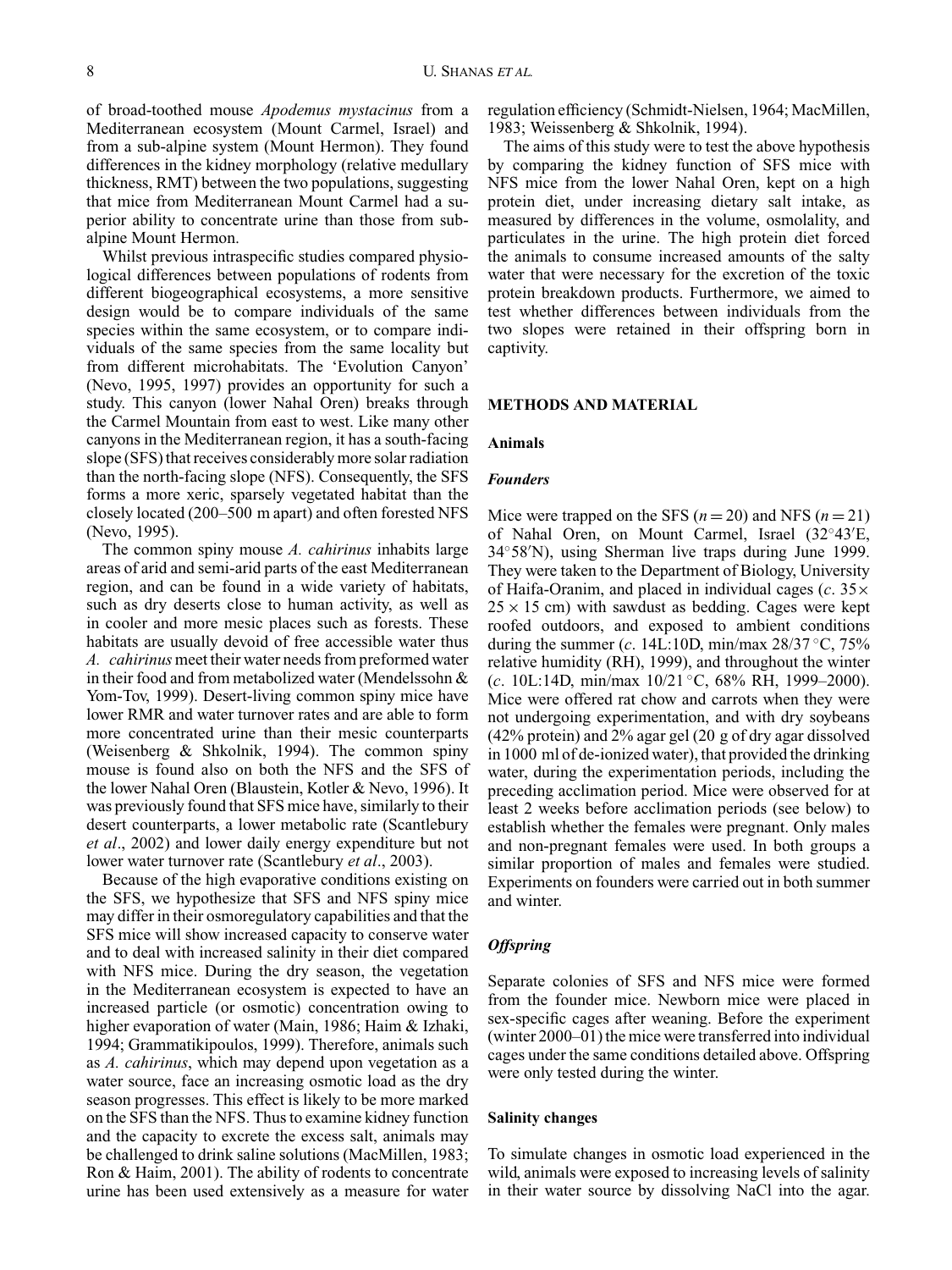of broad-toothed mouse *Apodemus mystacinus* from a Mediterranean ecosystem (Mount Carmel, Israel) and from a sub-alpine system (Mount Hermon). They found differences in the kidney morphology (relative medullary thickness, RMT) between the two populations, suggesting that mice from Mediterranean Mount Carmel had a superior ability to concentrate urine than those from sub-alpine Mount Hermon.

Whilst previous intraspecific studies compared physiological differences between populations of rodents from different biogeographical ecosystems, a more sensitive design would be to compare individuals of the same species within the same ecosystem, or to compare individuals of the same species from the same locality but from different microhabitats. The 'Evolution Canyon' (Nevo, 1995, 1997) provides an opportunity for such a study. This canyon (lower Nahal Oren) breaks through the Carmel Mountain from east to west. Like many other canyons in the Mediterranean region, it has a south-facing slope (SFS) that receives considerably more solar radiation than the north-facing slope (NFS). Consequently, the SFS forms a more xeric, sparsely vegetated habitat than the closely located (200–500 m apart) and often forested NFS (Nevo, 1995).

The common spiny mouse *A. cahirinus* inhabits large areas of arid and semi-arid parts of the east Mediterranean region, and can be found in a wide variety of habitats, such as dry deserts close to human activity, as well as in cooler and more mesic places such as forests. These habitats are usually devoid of free accessible water thus *A. cahirinus* meet their water needs from preformed water in their food and from metabolized water (Mendelssohn & Yom-Tov, 1999). Desert-living common spiny mice have lower RMR and water turnover rates and are able to form more concentrated urine than their mesic counterparts (Weisenberg & Shkolnik, 1994). The common spiny mouse is found also on both the NFS and the SFS of the lower Nahal Oren (Blaustein, Kotler & Nevo, 1996). It was previously found that SFS mice have, similarly to their desert counterparts, a lower metabolic rate (Scantlebury *et al*., 2002) and lower daily energy expenditure but not lower water turnover rate (Scantlebury *et al*., 2003).

Because of the high evaporative conditions existing on the SFS, we hypothesize that SFS and NFS spiny mice may differ in their osmoregulatory capabilities and that the SFS mice will show increased capacity to conserve water and to deal with increased salinity in their diet compared with NFS mice. During the dry season, the vegetation in the Mediterranean ecosystem is expected to have an increased particle (or osmotic) concentration owing to higher evaporation of water (Main, 1986; Haim & Izhaki, 1994; Grammatikipoulos, 1999). Therefore, animals such as *A. cahirinus*, which may depend upon vegetation as a water source, face an increasing osmotic load as the dry season progresses. This effect is likely to be more marked on the SFS than the NFS. Thus to examine kidney function and the capacity to excrete the excess salt, animals may be challenged to drink saline solutions (MacMillen, 1983; Ron & Haim, 2001). The ability of rodents to concentrate urine has been used extensively as a measure for water regulation efficiency (Schmidt-Nielsen, 1964; MacMillen, 1983; Weissenberg & Shkolnik, 1994).

The aims of this study were to test the above hypothesis by comparing the kidney function of SFS mice with NFS mice from the lower Nahal Oren, kept on a high protein diet, under increasing dietary salt intake, as measured by differences in the volume, osmolality, and particulates in the urine. The high protein diet forced the animals to consume increased amounts of the salty water that were necessary for the excretion of the toxic protein breakdown products. Furthermore, we aimed to test whether differences between individuals from the two slopes were retained in their offspring born in captivity.

## METHODS AND MATERIAL

### Animals

#### *Founders*

Mice were trapped on the SFS ($n = 20$) and NFS ($n = 21$) of Nahal Oren, on Mount Carmel, Israel (32°43′E, 34°58′N), using Sherman live traps during June 1999. They were taken to the Department of Biology, University of Haifa-Oranim, and placed in individual cages (*c*. 35 × 25 × 15 cm) with sawdust as bedding. Cages were kept roofed outdoors, and exposed to ambient conditions during the summer (*c*. 14L:10D, min/max 28/37 °C, 75% relative humidity (RH), 1999), and throughout the winter (*c*. 10L:14D, min/max 10/21 °C, 68% RH, 1999–2000). Mice were offered rat chow and carrots when they were not undergoing experimentation, and with dry soybeans (42% protein) and 2% agar gel (20 g of dry agar dissolved in 1000 ml of de-ionized water), that provided the drinking water, during the experimentation periods, including the preceding acclimation period. Mice were observed for at least 2 weeks before acclimation periods (see below) to establish whether the females were pregnant. Only males and non-pregnant females were used. In both groups a similar proportion of males and females were studied. Experiments on founders were carried out in both summer and winter.

#### *Offspring*

Separate colonies of SFS and NFS mice were formed from the founder mice. Newborn mice were placed in sex-specific cages after weaning. Before the experiment (winter 2000–01) the mice were transferred into individual cages under the same conditions detailed above. Offspring were only tested during the winter.

### Salinity changes

To simulate changes in osmotic load experienced in the wild, animals were exposed to increasing levels of salinity in their water source by dissolving NaCl into the agar.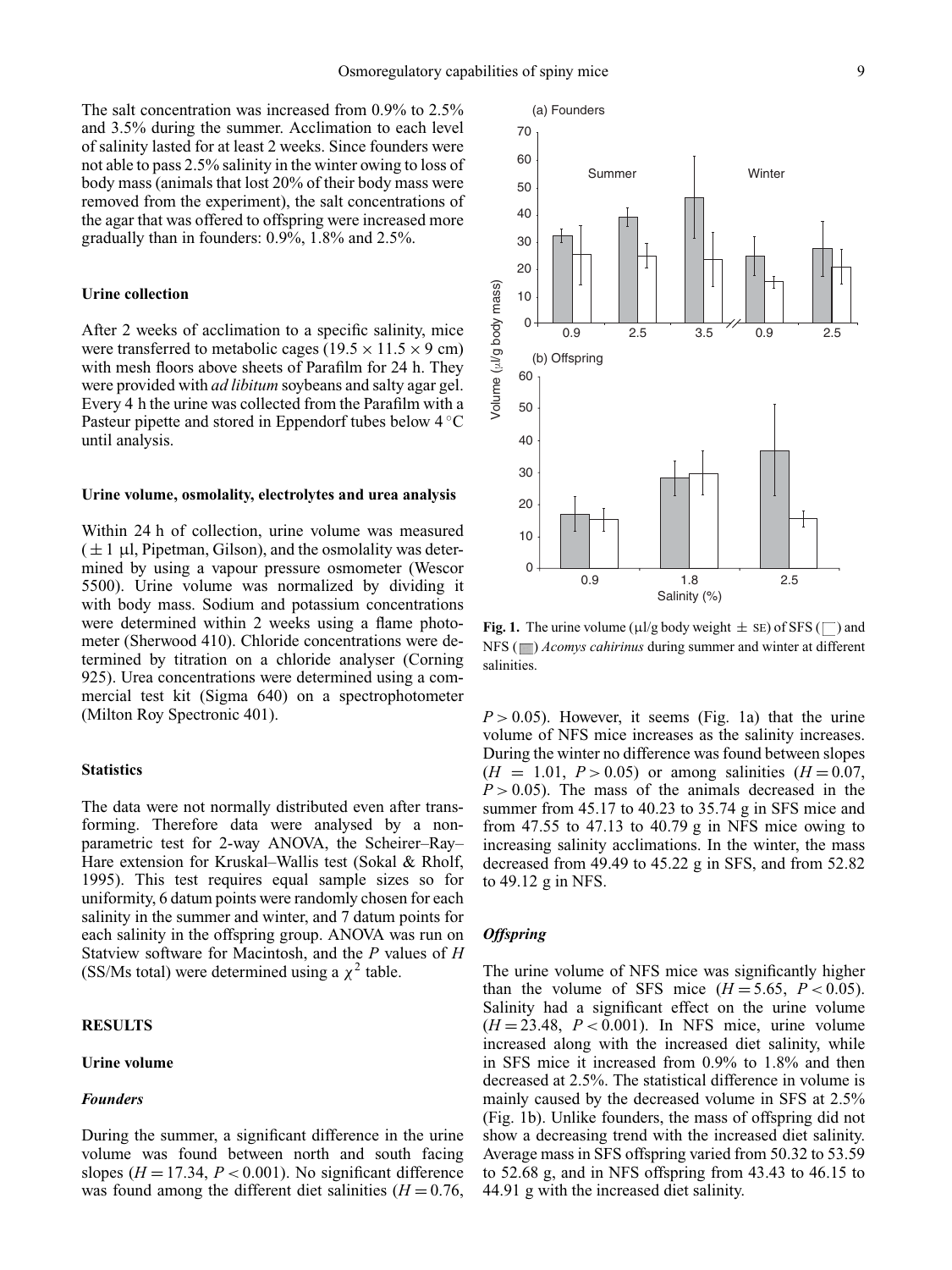The salt concentration was increased from 0.9% to 2.5% and 3.5% during the summer. Acclimation to each level of salinity lasted for at least 2 weeks. Since founders were not able to pass 2.5% salinity in the winter owing to loss of body mass (animals that lost 20% of their body mass were removed from the experiment), the salt concentrations of the agar that was offered to offspring were increased more gradually than in founders: 0.9%, 1.8% and 2.5%.

### Urine collection

After 2 weeks of acclimation to a specific salinity, mice were transferred to metabolic cages (19.5 × 11.5 × 9 cm) with mesh floors above sheets of Parafilm for 24 h. They were provided with *ad libitum* soybeans and salty agar gel. Every 4 h the urine was collected from the Parafilm with a Pasteur pipette and stored in Eppendorf tubes below 4 °C until analysis.

### Urine volume, osmolality, electrolytes and urea analysis

Within 24 h of collection, urine volume was measured (± 1 μl, Pipetman, Gilson), and the osmolality was determined by using a vapour pressure osmometer (Wescor 5500). Urine volume was normalized by dividing it with body mass. Sodium and potassium concentrations were determined within 2 weeks using a flame photometer (Sherwood 410). Chloride concentrations were determined by titration on a chloride analyser (Corning 925). Urea concentrations were determined using a commercial test kit (Sigma 640) on a spectrophotometer (Milton Roy Spectronic 401).

### Statistics

The data were not normally distributed even after transforming. Therefore data were analysed by a non-parametric test for 2-way ANOVA, the Scheirer–Ray–Hare extension for Kruskal–Wallis test (Sokal & Rholf, 1995). This test requires equal sample sizes so for uniformity, 6 datum points were randomly chosen for each salinity in the summer and winter, and 7 datum points for each salinity in the offspring group. ANOVA was run on Statview software for Macintosh, and the *P* values of *H* (SS/Ms total) were determined using a $\chi^2$ table.

## RESULTS

### Urine volume

#### *Founders*

During the summer, a significant difference in the urine volume was found between north and south facing slopes ($H = 17.34$, $P < 0.001$). No significant difference was found among the different diet salinities ($H = 0.76$, $P > 0.05$). However, it seems (Fig. 1a) that the urine volume of NFS mice increases as the salinity increases. During the winter no difference was found between slopes ($H = 1.01$, $P > 0.05$) or among salinities ($H = 0.07$, $P > 0.05$). The mass of the animals decreased in the summer from 45.17 to 40.23 to 35.74 g in SFS mice and from 47.55 to 47.13 to 40.79 g in NFS mice owing to increasing salinity acclimations. In the winter, the mass decreased from 49.49 to 45.22 g in SFS, and from 52.82 to 49.12 g in NFS.

**Fig. 1.** The urine volume (μl/g body weight ± SE) of SFS (□) and NFS (■) *Acomys cahirinus* during summer and winter at different salinities.

#### *Offspring*

The urine volume of NFS mice was significantly higher than the volume of SFS mice ($H = 5.65$, $P < 0.05$). Salinity had a significant effect on the urine volume ($H = 23.48$, $P < 0.001$). In NFS mice, urine volume increased along with the increased diet salinity, while in SFS mice it increased from 0.9% to 1.8% and then decreased at 2.5%. The statistical difference in volume is mainly caused by the decreased volume in SFS at 2.5% (Fig. 1b). Unlike founders, the mass of offspring did not show a decreasing trend with the increased diet salinity. Average mass in SFS offspring varied from 50.32 to 53.59 to 52.68 g, and in NFS offspring from 43.43 to 46.15 to 44.91 g with the increased diet salinity.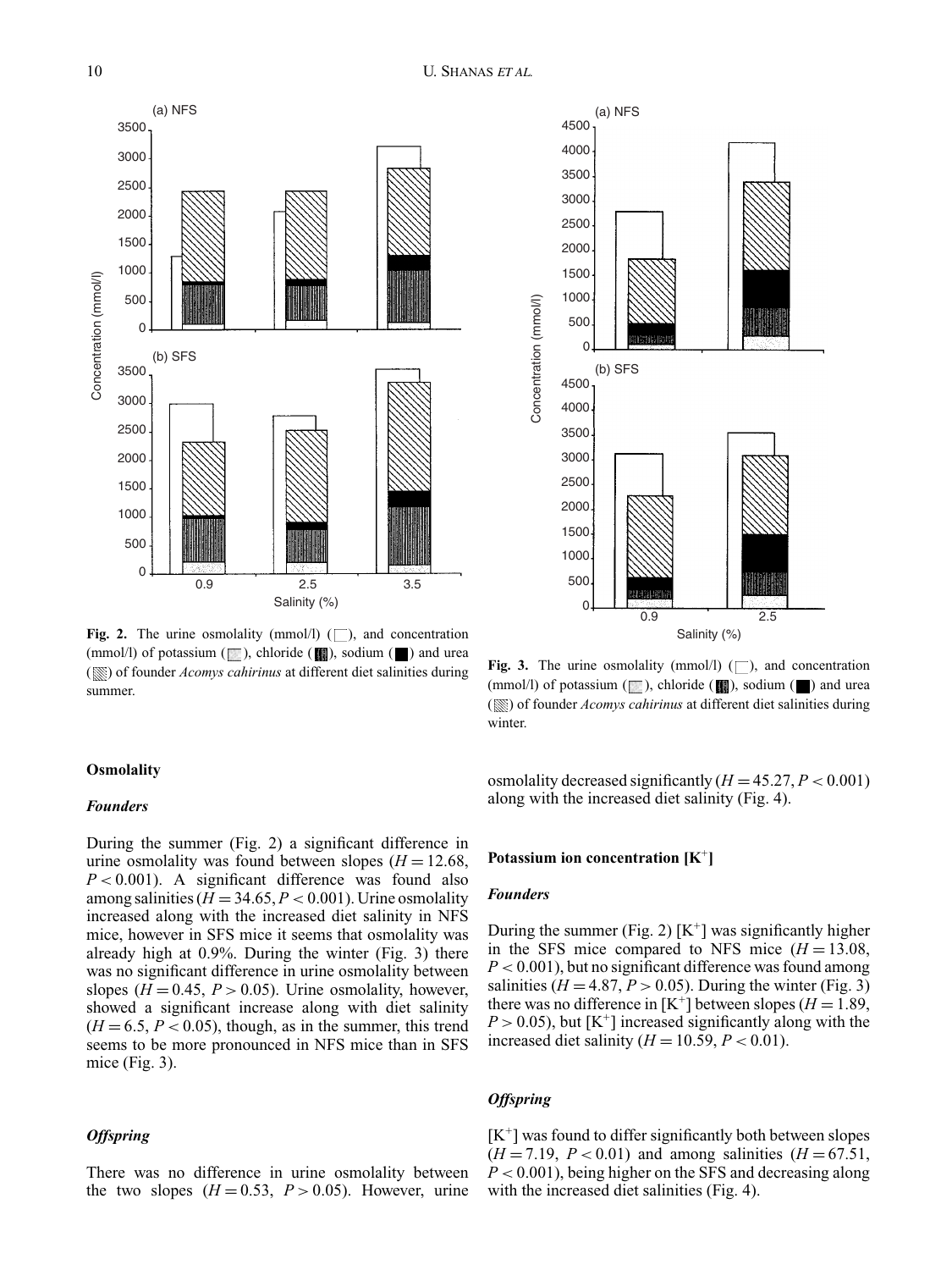Fig. 2. The urine osmolality (mmol/l) (□), and concentration (mmol/l) of potassium (▨), chloride (▦), sodium (■) and urea (▧) of founder *Acomys cahirinus* at different diet salinities during summer.

Fig. 3. The urine osmolality (mmol/l) (□), and concentration (mmol/l) of potassium (▨), chloride (▦), sodium (■) and urea (▧) of founder *Acomys cahirinus* at different diet salinities during winter.

## Osmolality

### *Founders*

During the summer (Fig. 2) a significant difference in urine osmolality was found between slopes ($H = 12.68$, $P < 0.001$). A significant difference was found also among salinities ($H = 34.65$, $P < 0.001$). Urine osmolality increased along with the increased diet salinity in NFS mice, however in SFS mice it seems that osmolality was already high at 0.9%. During the winter (Fig. 3) there was no significant difference in urine osmolality between slopes ($H = 0.45$, $P > 0.05$). Urine osmolality, however, showed a significant increase along with diet salinity ($H = 6.5$, $P < 0.05$), though, as in the summer, this trend seems to be more pronounced in NFS mice than in SFS mice (Fig. 3).

### *Offspring*

There was no difference in urine osmolality between the two slopes ($H = 0.53$, $P > 0.05$). However, urine osmolality decreased significantly ($H = 45.27$, $P < 0.001$) along with the increased diet salinity (Fig. 4).

## Potassium ion concentration $[K^+]$

### *Founders*

During the summer (Fig. 2) $[K^+]$ was significantly higher in the SFS mice compared to NFS mice ($H = 13.08$, $P < 0.001$), but no significant difference was found among salinities ($H = 4.87$, $P > 0.05$). During the winter (Fig. 3) there was no difference in $[K^+]$ between slopes ($H = 1.89$, $P > 0.05$), but $[K^+]$ increased significantly along with the increased diet salinity ($H = 10.59$, $P < 0.01$).

### *Offspring*

$[K^+]$ was found to differ significantly both between slopes ($H = 7.19$, $P < 0.01$) and among salinities ($H = 67.51$, $P < 0.001$), being higher on the SFS and decreasing along with the increased diet salinities (Fig. 4).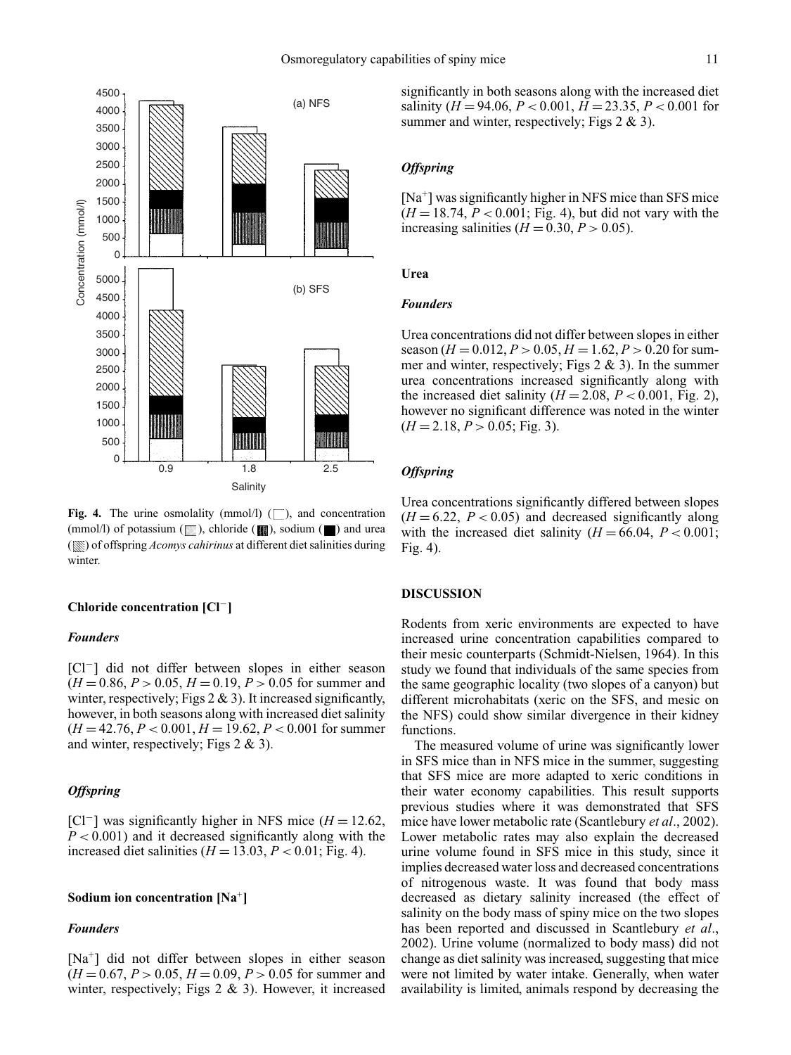**Fig. 4.** The urine osmolality (mmol/l) (□), and concentration (mmol/l) of potassium (▒), chloride (▥), sodium (■) and urea (▧) of offspring *Acomys cahirinus* at different diet salinities during winter.

### Chloride concentration [Cl⁻]

#### *Founders*

[Cl⁻] did not differ between slopes in either season ($H = 0.86$, $P > 0.05$, $H = 0.19$, $P > 0.05$ for summer and winter, respectively; Figs 2 & 3). It increased significantly, however, in both seasons along with increased diet salinity ($H = 42.76$, $P < 0.001$, $H = 19.62$, $P < 0.001$ for summer and winter, respectively; Figs 2 & 3).

#### *Offspring*

[Cl⁻] was significantly higher in NFS mice ($H = 12.62$, $P < 0.001$) and it decreased significantly along with the increased diet salinities ($H = 13.03$, $P < 0.01$; Fig. 4).

### Sodium ion concentration [Na⁺]

#### *Founders*

[Na⁺] did not differ between slopes in either season ($H = 0.67$, $P > 0.05$, $H = 0.09$, $P > 0.05$ for summer and winter, respectively; Figs 2 & 3). However, it increased significantly in both seasons along with the increased diet salinity ($H = 94.06$, $P < 0.001$, $H = 23.35$, $P < 0.001$ for summer and winter, respectively; Figs 2 & 3).

#### *Offspring*

[Na⁺] was significantly higher in NFS mice than SFS mice ($H = 18.74$, $P < 0.001$; Fig. 4), but did not vary with the increasing salinities ($H = 0.30$, $P > 0.05$).

### Urea

#### *Founders*

Urea concentrations did not differ between slopes in either season ($H = 0.012$, $P > 0.05$, $H = 1.62$, $P > 0.20$ for summer and winter, respectively; Figs 2 & 3). In the summer urea concentrations increased significantly along with the increased diet salinity ($H = 2.08$, $P < 0.001$, Fig. 2), however no significant difference was noted in the winter ($H = 2.18$, $P > 0.05$; Fig. 3).

#### *Offspring*

Urea concentrations significantly differed between slopes ($H = 6.22$, $P < 0.05$) and decreased significantly along with the increased diet salinity ($H = 66.04$, $P < 0.001$; Fig. 4).

## DISCUSSION

Rodents from xeric environments are expected to have increased urine concentration capabilities compared to their mesic counterparts (Schmidt-Nielsen, 1964). In this study we found that individuals of the same species from the same geographic locality (two slopes of a canyon) but different microhabitats (xeric on the SFS, and mesic on the NFS) could show similar divergence in their kidney functions.

The measured volume of urine was significantly lower in SFS mice than in NFS mice in the summer, suggesting that SFS mice are more adapted to xeric conditions in their water economy capabilities. This result supports previous studies where it was demonstrated that SFS mice have lower metabolic rate (Scantlebury *et al*., 2002). Lower metabolic rates may also explain the decreased urine volume found in SFS mice in this study, since it implies decreased water loss and decreased concentrations of nitrogenous waste. It was found that body mass decreased as dietary salinity increased (the effect of salinity on the body mass of spiny mice on the two slopes has been reported and discussed in Scantlebury *et al*., 2002). Urine volume (normalized to body mass) did not change as diet salinity was increased, suggesting that mice were not limited by water intake. Generally, when water availability is limited, animals respond by decreasing the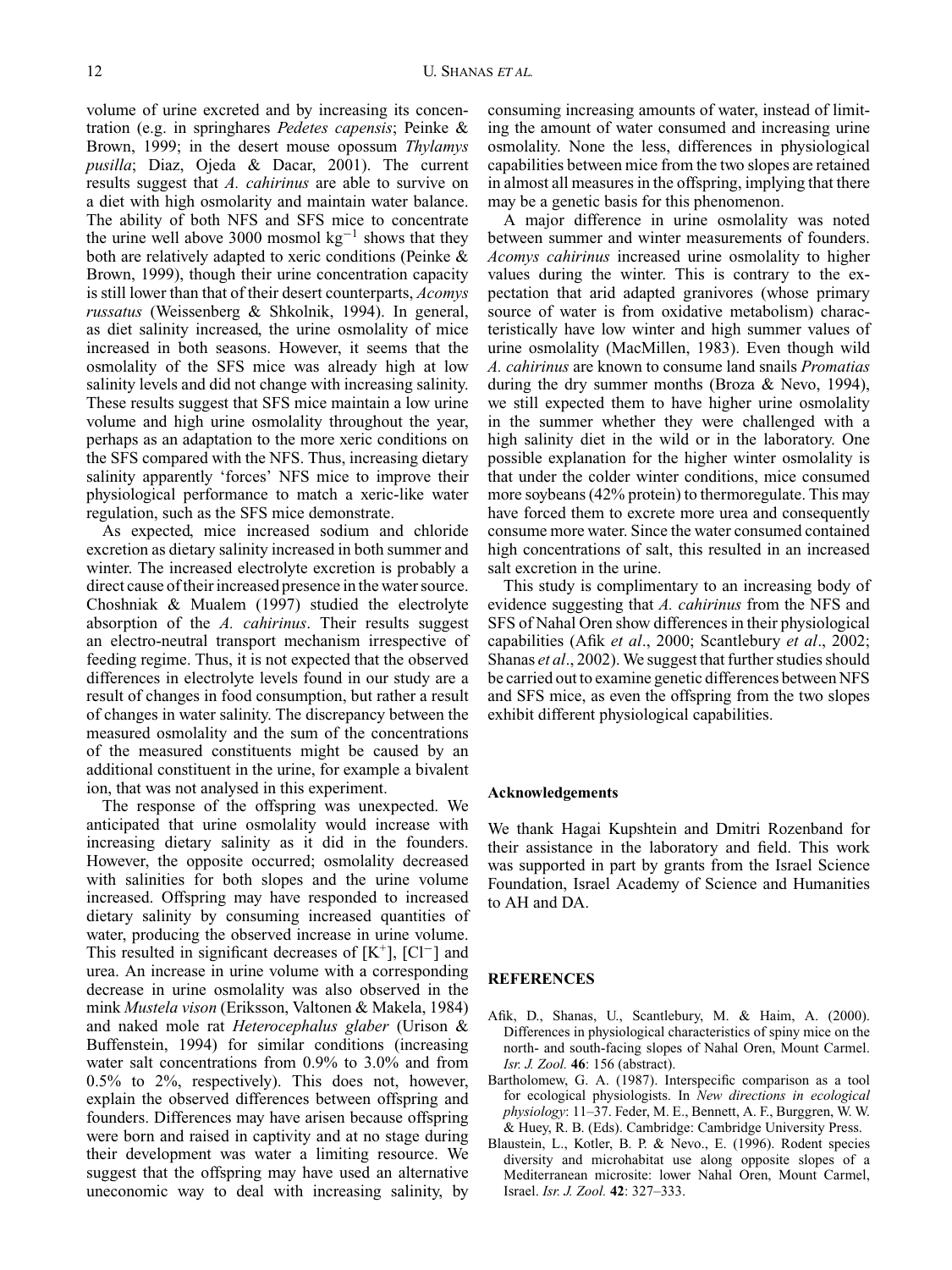volume of urine excreted and by increasing its concentration (e.g. in springhares *Pedetes capensis*; Peinke & Brown, 1999; in the desert mouse opossum *Thylamys pusilla*; Diaz, Ojeda & Dacar, 2001). The current results suggest that *A. cahirinus* are able to survive on a diet with high osmolarity and maintain water balance. The ability of both NFS and SFS mice to concentrate the urine well above 3000 mosmol $kg^{-1}$ shows that they both are relatively adapted to xeric conditions (Peinke & Brown, 1999), though their urine concentration capacity is still lower than that of their desert counterparts, *Acomys russatus* (Weissenberg & Shkolnik, 1994). In general, as diet salinity increased, the urine osmolality of mice increased in both seasons. However, it seems that the osmolality of the SFS mice was already high at low salinity levels and did not change with increasing salinity. These results suggest that SFS mice maintain a low urine volume and high urine osmolality throughout the year, perhaps as an adaptation to the more xeric conditions on the SFS compared with the NFS. Thus, increasing dietary salinity apparently 'forces' NFS mice to improve their physiological performance to match a xeric-like water regulation, such as the SFS mice demonstrate.

As expected, mice increased sodium and chloride excretion as dietary salinity increased in both summer and winter. The increased electrolyte excretion is probably a direct cause of their increased presence in the water source. Choshniak & Mualem (1997) studied the electrolyte absorption of the *A. cahirinus*. Their results suggest an electro-neutral transport mechanism irrespective of feeding regime. Thus, it is not expected that the observed differences in electrolyte levels found in our study are a result of changes in food consumption, but rather a result of changes in water salinity. The discrepancy between the measured osmolality and the sum of the concentrations of the measured constituents might be caused by an additional constituent in the urine, for example a bivalent ion, that was not analysed in this experiment.

The response of the offspring was unexpected. We anticipated that urine osmolality would increase with increasing dietary salinity as it did in the founders. However, the opposite occurred; osmolality decreased with salinities for both slopes and the urine volume increased. Offspring may have responded to increased dietary salinity by consuming increased quantities of water, producing the observed increase in urine volume. This resulted in significant decreases of $[K^+]$, $[Cl^-]$ and urea. An increase in urine volume with a corresponding decrease in urine osmolality was also observed in the mink *Mustela vison* (Eriksson, Valtonen & Makela, 1984) and naked mole rat *Heterocephalus glaber* (Urison & Buffenstein, 1994) for similar conditions (increasing water salt concentrations from 0.9% to 3.0% and from 0.5% to 2%, respectively). This does not, however, explain the observed differences between offspring and founders. Differences may have arisen because offspring were born and raised in captivity and at no stage during their development was water a limiting resource. We suggest that the offspring may have used an alternative uneconomic way to deal with increasing salinity, by consuming increasing amounts of water, instead of limiting the amount of water consumed and increasing urine osmolality. None the less, differences in physiological capabilities between mice from the two slopes are retained in almost all measures in the offspring, implying that there may be a genetic basis for this phenomenon.

A major difference in urine osmolality was noted between summer and winter measurements of founders. *Acomys cahirinus* increased urine osmolality to higher values during the winter. This is contrary to the expectation that arid adapted granivores (whose primary source of water is from oxidative metabolism) characteristically have low winter and high summer values of urine osmolality (MacMillen, 1983). Even though wild *A. cahirinus* are known to consume land snails *Promatias* during the dry summer months (Broza & Nevo, 1994), we still expected them to have higher urine osmolality in the summer whether they were challenged with a high salinity diet in the wild or in the laboratory. One possible explanation for the higher winter osmolality is that under the colder winter conditions, mice consumed more soybeans (42% protein) to thermoregulate. This may have forced them to excrete more urea and consequently consume more water. Since the water consumed contained high concentrations of salt, this resulted in an increased salt excretion in the urine.

This study is complimentary to an increasing body of evidence suggesting that *A. cahirinus* from the NFS and SFS of Nahal Oren show differences in their physiological capabilities (Afik *et al*., 2000; Scantlebury *et al*., 2002; Shanas *et al*., 2002). We suggest that further studies should be carried out to examine genetic differences between NFS and SFS mice, as even the offspring from the two slopes exhibit different physiological capabilities.

## Acknowledgements

We thank Hagai Kupshtein and Dmitri Rozenband for their assistance in the laboratory and field. This work was supported in part by grants from the Israel Science Foundation, Israel Academy of Science and Humanities to AH and DA.

## REFERENCES

- Afik, D., Shanas, U., Scantlebury, M. & Haim, A. (2000). Differences in physiological characteristics of spiny mice on the north- and south-facing slopes of Nahal Oren, Mount Carmel. *Isr. J. Zool.* **46**: 156 (abstract).
- Bartholomew, G. A. (1987). Interspecific comparison as a tool for ecological physiologists. In *New directions in ecological physiology*: 11–37. Feder, M. E., Bennett, A. F., Burggren, W. W. & Huey, R. B. (Eds). Cambridge: Cambridge University Press.
- Blaustein, L., Kotler, B. P. & Nevo., E. (1996). Rodent species diversity and microhabitat use along opposite slopes of a Mediterranean microsite: lower Nahal Oren, Mount Carmel, Israel. *Isr. J. Zool.* **42**: 327–333.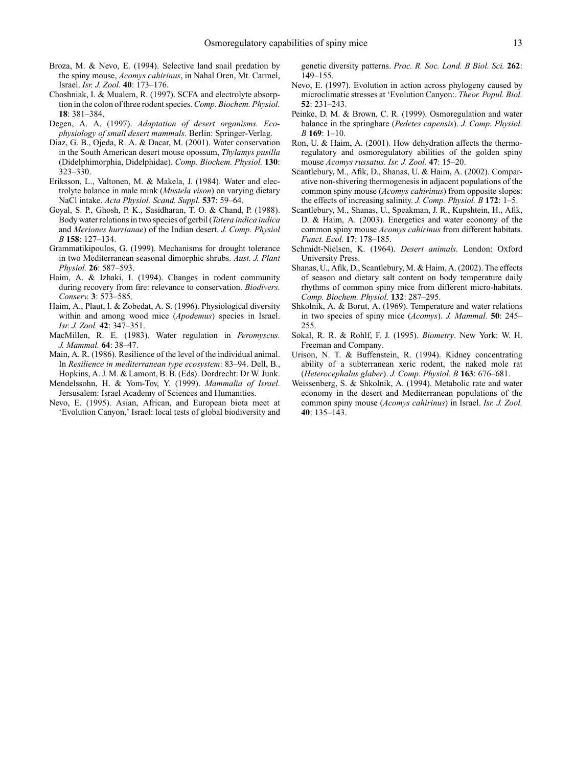Broza, M. & Nevo, E. (1994). Selective land snail predation by the spiny mouse, *Acomys cahirinus*, in Nahal Oren, Mt. Carmel, Israel. *Isr. J. Zool.* **40**: 173–176.

Choshniak, I. & Mualem, R. (1997). SCFA and electrolyte absorption in the colon of three rodent species. *Comp. Biochem. Physiol.* **18**: 381–384.

Degen, A. A. (1997). *Adaptation of desert organisms. Ecophysiology of small desert mammals.* Berlin: Springer-Verlag.

Diaz, G. B., Ojeda, R. A. & Dacar, M. (2001). Water conservation in the South American desert mouse opossum, *Thylamys pusilla* (Didelphimorphia, Didelphidae). *Comp. Biochem. Physiol.* **130**: 323–330.

Eriksson, L., Valtonen, M. & Makela, J. (1984). Water and electrolyte balance in male mink (*Mustela vison*) on varying dietary NaCl intake. *Acta Physiol. Scand. Suppl.* **537**: 59–64.

Goyal, S. P., Ghosh, P. K., Sasidharan, T. O. & Chand, P. (1988). Body water relations in two species of gerbil (*Tatera indica indica* and *Meriones hurrianae*) of the Indian desert. *J. Comp. Physiol B* **158**: 127–134.

Grammatikipoulos, G. (1999). Mechanisms for drought tolerance in two Mediterranean seasonal dimorphic shrubs. *Aust. J. Plant Physiol.* **26**: 587–593.

Haim, A. & Izhaki, I. (1994). Changes in rodent community during recovery from fire: relevance to conservation. *Biodivers. Conserv.* **3**: 573–585.

Haim, A., Plaut, I. & Zobedat, A. S. (1996). Physiological diversity within and among wood mice (*Apodemus*) species in Israel. *Isr. J. Zool.* **42**: 347–351.

MacMillen, R. E. (1983). Water regulation in *Peromyscus. J. Mammal.* **64**: 38–47.

Main, A. R. (1986). Resilience of the level of the individual animal. In *Resilience in mediterranean type ecosystem*: 83–94. Dell, B., Hopkins, A. J. M. & Lamont, B. B. (Eds). Dordrecht: Dr W. Junk.

Mendelssohn, H. & Yom-Tov, Y. (1999). *Mammalia of Israel.* Jersusalem: Israel Academy of Sciences and Humanities.

Nevo, E. (1995). Asian, African, and European biota meet at 'Evolution Canyon,' Israel: local tests of global biodiversity and genetic diversity patterns. *Proc. R. Soc. Lond. B Biol. Sci.* **262**: 149–155.

Nevo, E. (1997). Evolution in action across phylogeny caused by microclimatic stresses at 'Evolution Canyon:. *Theor. Popul. Biol.* **52**: 231–243.

Peinke, D. M. & Brown, C. R. (1999). Osmoregulation and water balance in the springhare (*Pedetes capensis*). *J. Comp. Physiol. B* **169**: 1–10.

Ron, U. & Haim, A. (2001). How dehydration affects the thermoregulatory and osmoregulatory abilities of the golden spiny mouse *Acomys russatus. Isr. J. Zool.* **47**: 15–20.

Scantlebury, M., Afik, D., Shanas, U. & Haim, A. (2002). Comparative non-shivering thermogenesis in adjacent populations of the common spiny mouse (*Acomys cahirinus*) from opposite slopes: the effects of increasing salinity. *J. Comp. Physiol. B* **172**: 1–5.

Scantlebury, M., Shanas, U., Speakman, J. R., Kupshtein, H., Afik, D. & Haim, A. (2003). Energetics and water economy of the common spiny mouse *Acomys cahirinus* from different habitats. *Funct. Ecol.* **17**: 178–185.

Schmidt-Nielsen, K. (1964). *Desert animals.* London: Oxford University Press.

Shanas, U., Afik, D., Scantlebury, M. & Haim, A. (2002). The effects of season and dietary salt content on body temperature daily rhythms of common spiny mice from different micro-habitats. *Comp. Biochem. Physiol.* **132**: 287–295.

Shkolnik, A. & Borut, A. (1969). Temperature and water relations in two species of spiny mice (*Acomys*). *J. Mammal.* **50**: 245–255.

Sokal, R. R. & Rohlf, F. J. (1995). *Biometry*. New York: W. H. Freeman and Company.

Urison, N. T. & Buffenstein, R. (1994). Kidney concentrating ability of a subterranean xeric rodent, the naked mole rat (*Heterocephalus glaber*). *J. Comp. Physiol. B* **163**: 676–681.

Weissenberg, S. & Shkolnik, A. (1994). Metabolic rate and water economy in the desert and Mediterranean populations of the common spiny mouse (*Acomys cahirinus*) in Israel. *Isr. J. Zool.* **40**: 135–143.